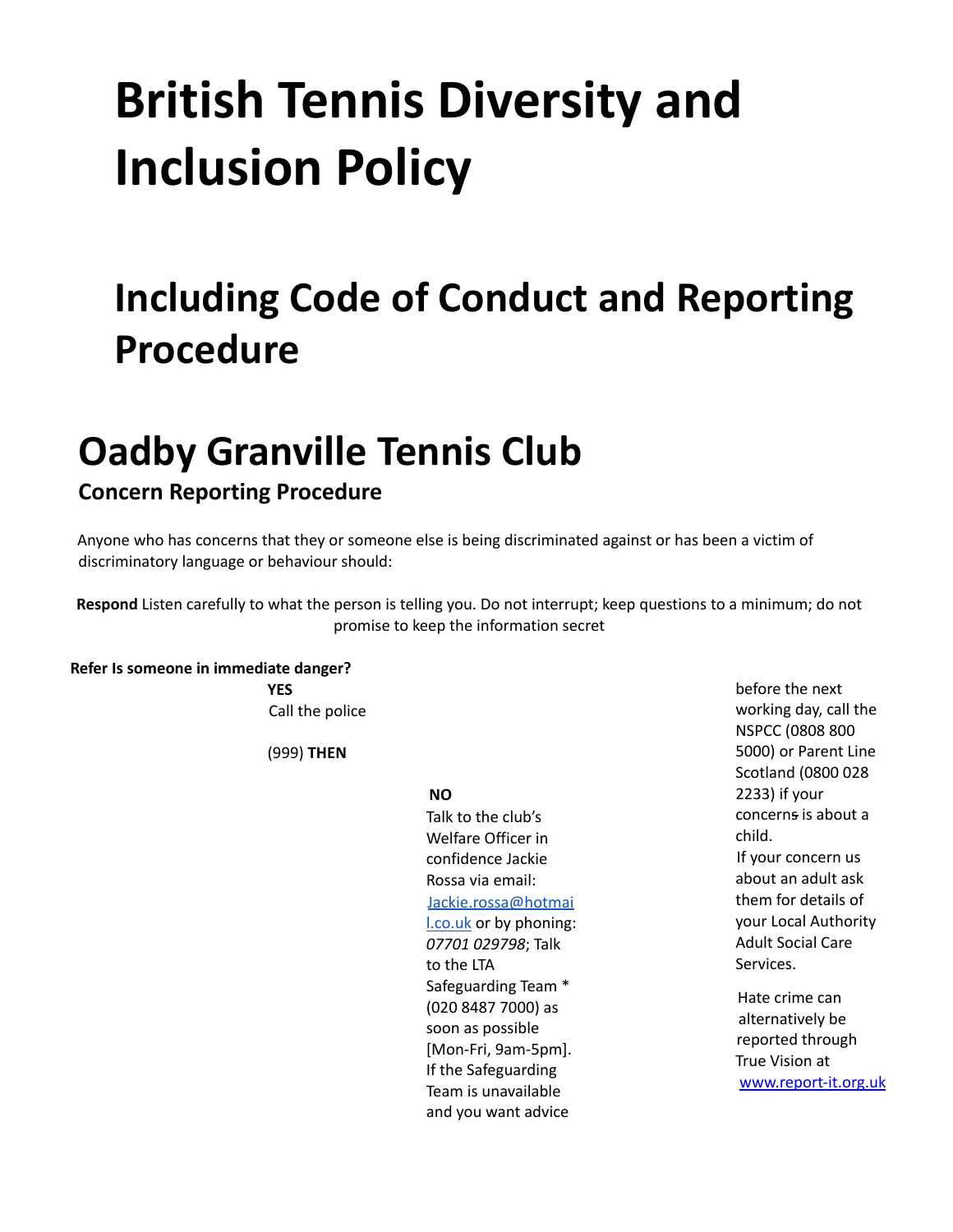# British Tennis Diversity and Inclusion Policy

## Including Code of Conduct and Reporting Procedure

# Oadby Granville Tennis Club

### Concern Reporting Procedure

Anyone who has concerns that they or someone else is being discriminated against or has been a victim of discriminatory language or behaviour should:

**Respond** Listen carefully to what the person is telling you. Do not interrupt; keep questions to a minimum; do not promise to keep the information secret

**Refer Is someone in immediate danger?**

**YES**
Call the police (999) **THEN**

**NO**
Talk to the club's Welfare Officer in confidence Jackie Rossa via email: [Jackie.rossa@hotmail.co.uk](mailto:Jackie.rossa@hotmail.co.uk) or by phoning: *07701 029798*; Talk to the LTA Safeguarding Team * (020 8487 7000) as soon as possible [Mon-Fri, 9am-5pm]. If the Safeguarding Team is unavailable and you want advice before the next working day, call the NSPCC (0808 800 5000) or Parent Line Scotland (0800 028 2233) if your concerns is about a child.
If your concern us about an adult ask them for details of your Local Authority Adult Social Care Services.

Hate crime can alternatively be reported through True Vision at [www.report-it.org.uk](http://www.report-it.org.uk)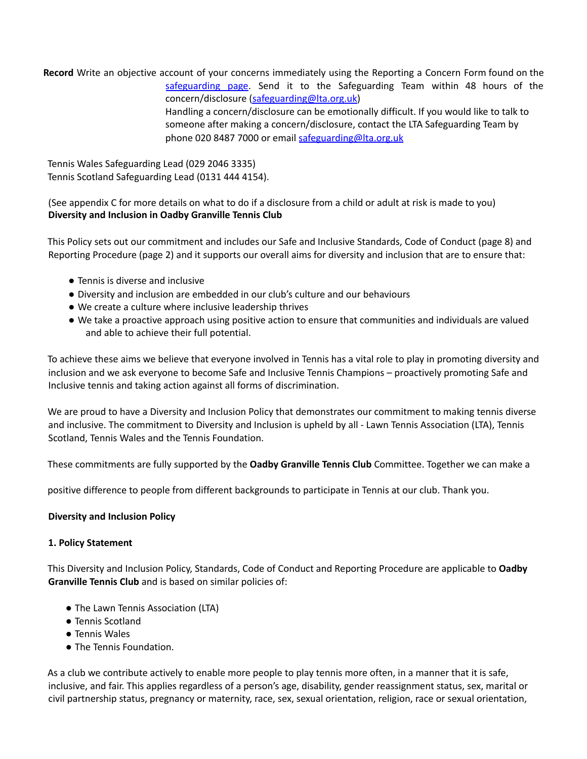**Record** Write an objective account of your concerns immediately using the Reporting a Concern Form found on the [safeguarding page](safeguarding page). Send it to the Safeguarding Team within 48 hours of the concern/disclosure (safeguarding@lta.org.uk)

Handling a concern/disclosure can be emotionally difficult. If you would like to talk to someone after making a concern/disclosure, contact the LTA Safeguarding Team by phone 020 8487 7000 or email safeguarding@lta.org.uk

Tennis Wales Safeguarding Lead (029 2046 3335)
Tennis Scotland Safeguarding Lead (0131 444 4154).

(See appendix C for more details on what to do if a disclosure from a child or adult at risk is made to you)

**Diversity and Inclusion in Oadby Granville Tennis Club**

This Policy sets out our commitment and includes our Safe and Inclusive Standards, Code of Conduct (page 8) and Reporting Procedure (page 2) and it supports our overall aims for diversity and inclusion that are to ensure that:

- Tennis is diverse and inclusive
- Diversity and inclusion are embedded in our club's culture and our behaviours
- We create a culture where inclusive leadership thrives
- We take a proactive approach using positive action to ensure that communities and individuals are valued and able to achieve their full potential.

To achieve these aims we believe that everyone involved in Tennis has a vital role to play in promoting diversity and inclusion and we ask everyone to become Safe and Inclusive Tennis Champions – proactively promoting Safe and Inclusive tennis and taking action against all forms of discrimination.

We are proud to have a Diversity and Inclusion Policy that demonstrates our commitment to making tennis diverse and inclusive. The commitment to Diversity and Inclusion is upheld by all - Lawn Tennis Association (LTA), Tennis Scotland, Tennis Wales and the Tennis Foundation.

These commitments are fully supported by the **Oadby Granville Tennis Club** Committee. Together we can make a

positive difference to people from different backgrounds to participate in Tennis at our club. Thank you.

**Diversity and Inclusion Policy**

**1. Policy Statement**

This Diversity and Inclusion Policy, Standards, Code of Conduct and Reporting Procedure are applicable to **Oadby Granville Tennis Club** and is based on similar policies of:

- The Lawn Tennis Association (LTA)
- Tennis Scotland
- Tennis Wales
- The Tennis Foundation.

As a club we contribute actively to enable more people to play tennis more often, in a manner that it is safe, inclusive, and fair. This applies regardless of a person's age, disability, gender reassignment status, sex, marital or civil partnership status, pregnancy or maternity, race, sex, sexual orientation, religion, race or sexual orientation,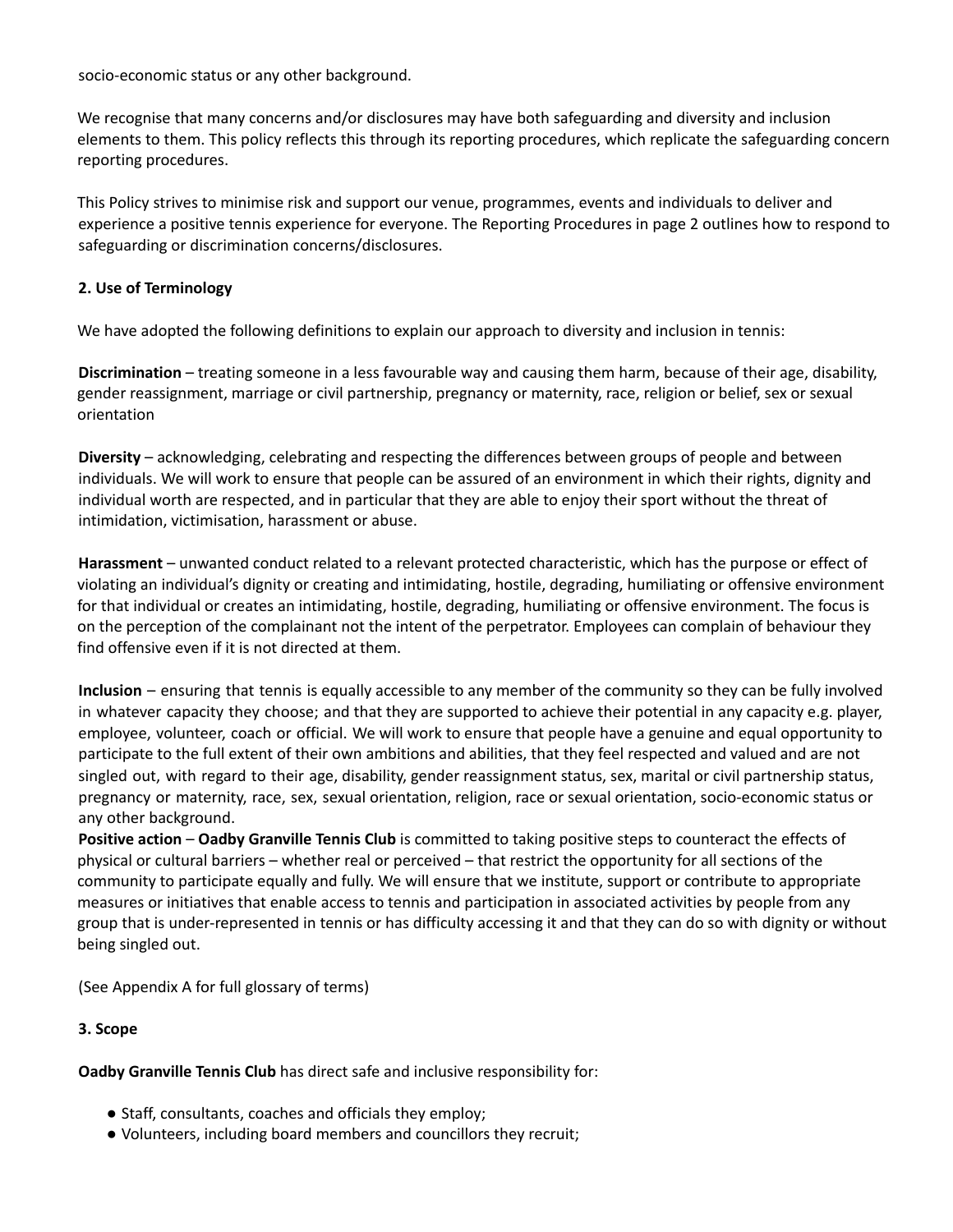socio-economic status or any other background.

We recognise that many concerns and/or disclosures may have both safeguarding and diversity and inclusion elements to them. This policy reflects this through its reporting procedures, which replicate the safeguarding concern reporting procedures.

This Policy strives to minimise risk and support our venue, programmes, events and individuals to deliver and experience a positive tennis experience for everyone. The Reporting Procedures in page 2 outlines how to respond to safeguarding or discrimination concerns/disclosures.

**2. Use of Terminology**

We have adopted the following definitions to explain our approach to diversity and inclusion in tennis:

**Discrimination** – treating someone in a less favourable way and causing them harm, because of their age, disability, gender reassignment, marriage or civil partnership, pregnancy or maternity, race, religion or belief, sex or sexual orientation

**Diversity** – acknowledging, celebrating and respecting the differences between groups of people and between individuals. We will work to ensure that people can be assured of an environment in which their rights, dignity and individual worth are respected, and in particular that they are able to enjoy their sport without the threat of intimidation, victimisation, harassment or abuse.

**Harassment** – unwanted conduct related to a relevant protected characteristic, which has the purpose or effect of violating an individual's dignity or creating and intimidating, hostile, degrading, humiliating or offensive environment for that individual or creates an intimidating, hostile, degrading, humiliating or offensive environment. The focus is on the perception of the complainant not the intent of the perpetrator. Employees can complain of behaviour they find offensive even if it is not directed at them.

**Inclusion** – ensuring that tennis is equally accessible to any member of the community so they can be fully involved in whatever capacity they choose; and that they are supported to achieve their potential in any capacity e.g. player, employee, volunteer, coach or official. We will work to ensure that people have a genuine and equal opportunity to participate to the full extent of their own ambitions and abilities, that they feel respected and valued and are not singled out, with regard to their age, disability, gender reassignment status, sex, marital or civil partnership status, pregnancy or maternity, race, sex, sexual orientation, religion, race or sexual orientation, socio-economic status or any other background.

**Positive action** – **Oadby Granville Tennis Club** is committed to taking positive steps to counteract the effects of physical or cultural barriers – whether real or perceived – that restrict the opportunity for all sections of the community to participate equally and fully. We will ensure that we institute, support or contribute to appropriate measures or initiatives that enable access to tennis and participation in associated activities by people from any group that is under-represented in tennis or has difficulty accessing it and that they can do so with dignity or without being singled out.

(See Appendix A for full glossary of terms)

**3. Scope**

**Oadby Granville Tennis Club** has direct safe and inclusive responsibility for:

- Staff, consultants, coaches and officials they employ;
- Volunteers, including board members and councillors they recruit;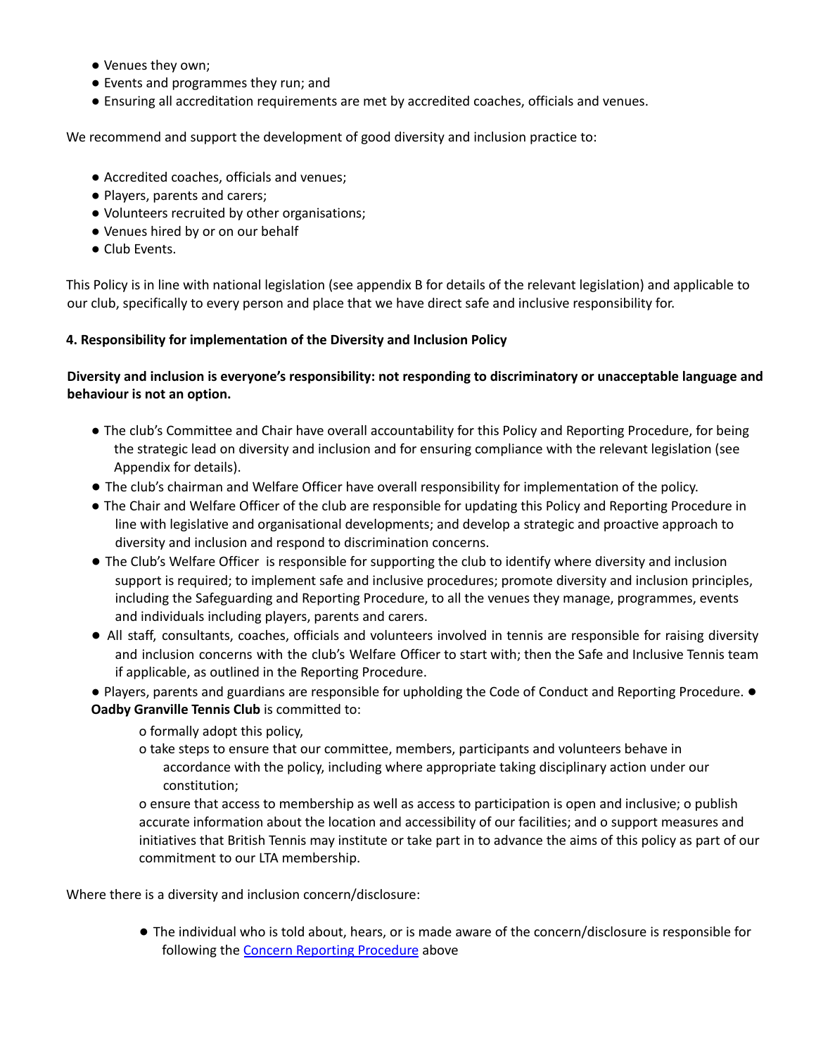- Venues they own;
- Events and programmes they run; and
- Ensuring all accreditation requirements are met by accredited coaches, officials and venues.

We recommend and support the development of good diversity and inclusion practice to:

- Accredited coaches, officials and venues;
- Players, parents and carers;
- Volunteers recruited by other organisations;
- Venues hired by or on our behalf
- Club Events.

This Policy is in line with national legislation (see appendix B for details of the relevant legislation) and applicable to our club, specifically to every person and place that we have direct safe and inclusive responsibility for.

**4. Responsibility for implementation of the Diversity and Inclusion Policy**

**Diversity and inclusion is everyone's responsibility: not responding to discriminatory or unacceptable language and behaviour is not an option.**

- The club's Committee and Chair have overall accountability for this Policy and Reporting Procedure, for being the strategic lead on diversity and inclusion and for ensuring compliance with the relevant legislation (see Appendix for details).
- The club's chairman and Welfare Officer have overall responsibility for implementation of the policy.
- The Chair and Welfare Officer of the club are responsible for updating this Policy and Reporting Procedure in line with legislative and organisational developments; and develop a strategic and proactive approach to diversity and inclusion and respond to discrimination concerns.
- The Club's Welfare Officer is responsible for supporting the club to identify where diversity and inclusion support is required; to implement safe and inclusive procedures; promote diversity and inclusion principles, including the Safeguarding and Reporting Procedure, to all the venues they manage, programmes, events and individuals including players, parents and carers.
- All staff, consultants, coaches, officials and volunteers involved in tennis are responsible for raising diversity and inclusion concerns with the club's Welfare Officer to start with; then the Safe and Inclusive Tennis team if applicable, as outlined in the Reporting Procedure.
- Players, parents and guardians are responsible for upholding the Code of Conduct and Reporting Procedure.
- **Oadby Granville Tennis Club** is committed to:
  - o formally adopt this policy,
  - o take steps to ensure that our committee, members, participants and volunteers behave in accordance with the policy, including where appropriate taking disciplinary action under our constitution;
  - o ensure that access to membership as well as access to participation is open and inclusive; o publish accurate information about the location and accessibility of our facilities; and o support measures and initiatives that British Tennis may institute or take part in to advance the aims of this policy as part of our commitment to our LTA membership.

Where there is a diversity and inclusion concern/disclosure:

- The individual who is told about, hears, or is made aware of the concern/disclosure is responsible for following the [Concern Reporting Procedure]() above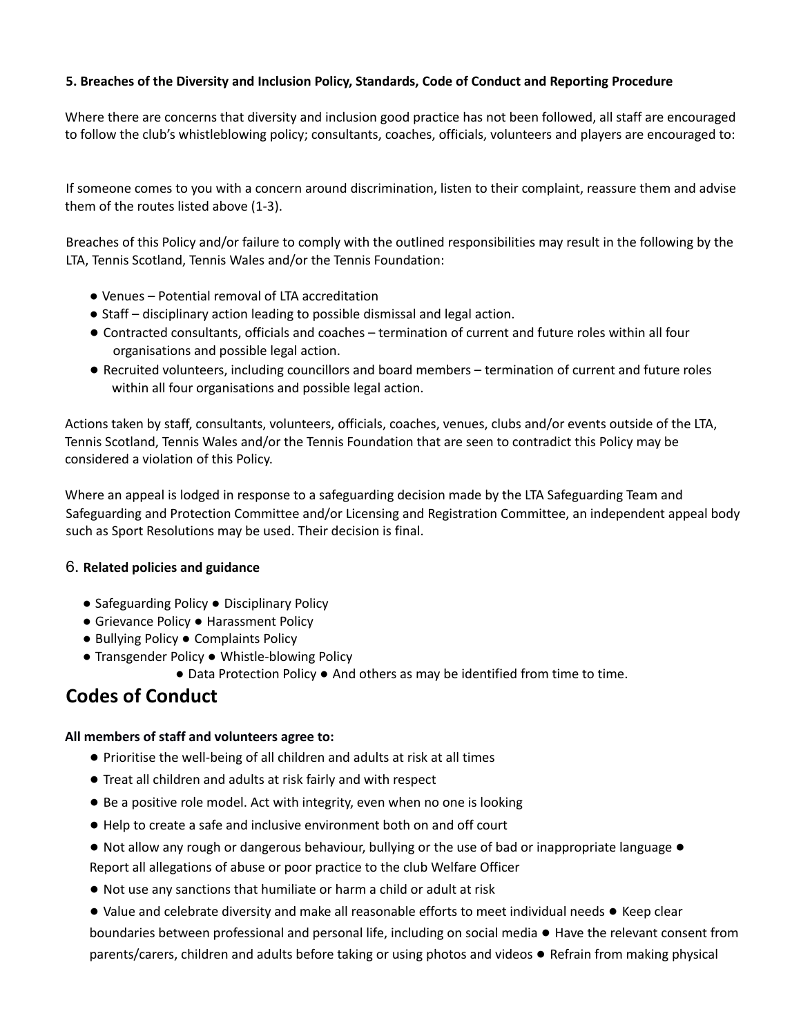**5. Breaches of the Diversity and Inclusion Policy, Standards, Code of Conduct and Reporting Procedure**

Where there are concerns that diversity and inclusion good practice has not been followed, all staff are encouraged to follow the club's whistleblowing policy; consultants, coaches, officials, volunteers and players are encouraged to:

If someone comes to you with a concern around discrimination, listen to their complaint, reassure them and advise them of the routes listed above (1-3).

Breaches of this Policy and/or failure to comply with the outlined responsibilities may result in the following by the LTA, Tennis Scotland, Tennis Wales and/or the Tennis Foundation:

- Venues – Potential removal of LTA accreditation
- Staff – disciplinary action leading to possible dismissal and legal action.
- Contracted consultants, officials and coaches – termination of current and future roles within all four organisations and possible legal action.
- Recruited volunteers, including councillors and board members – termination of current and future roles within all four organisations and possible legal action.

Actions taken by staff, consultants, volunteers, officials, coaches, venues, clubs and/or events outside of the LTA, Tennis Scotland, Tennis Wales and/or the Tennis Foundation that are seen to contradict this Policy may be considered a violation of this Policy.

Where an appeal is lodged in response to a safeguarding decision made by the LTA Safeguarding Team and Safeguarding and Protection Committee and/or Licensing and Registration Committee, an independent appeal body such as Sport Resolutions may be used. Their decision is final.

6. **Related policies and guidance**

- Safeguarding Policy
- Disciplinary Policy
- Grievance Policy
- Harassment Policy
- Bullying Policy
- Complaints Policy
- Transgender Policy
- Whistle-blowing Policy
- Data Protection Policy
- And others as may be identified from time to time.

## Codes of Conduct

**All members of staff and volunteers agree to:**

- Prioritise the well-being of all children and adults at risk at all times
- Treat all children and adults at risk fairly and with respect
- Be a positive role model. Act with integrity, even when no one is looking
- Help to create a safe and inclusive environment both on and off court
- Not allow any rough or dangerous behaviour, bullying or the use of bad or inappropriate language
- Report all allegations of abuse or poor practice to the club Welfare Officer
- Not use any sanctions that humiliate or harm a child or adult at risk
- Value and celebrate diversity and make all reasonable efforts to meet individual needs
- Keep clear boundaries between professional and personal life, including on social media
- Have the relevant consent from parents/carers, children and adults before taking or using photos and videos
- Refrain from making physical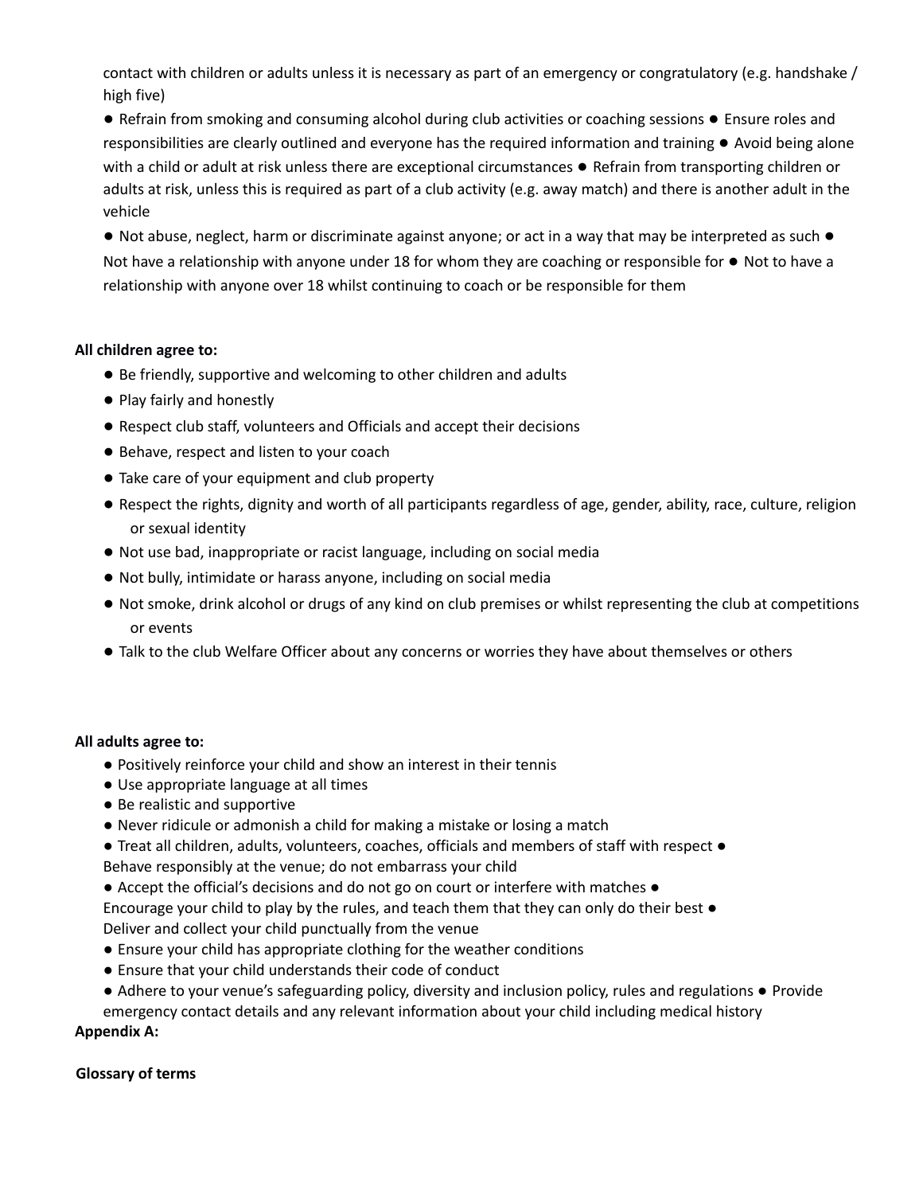contact with children or adults unless it is necessary as part of an emergency or congratulatory (e.g. handshake / high five)

- Refrain from smoking and consuming alcohol during club activities or coaching sessions
- Ensure roles and responsibilities are clearly outlined and everyone has the required information and training
- Avoid being alone with a child or adult at risk unless there are exceptional circumstances
- Refrain from transporting children or adults at risk, unless this is required as part of a club activity (e.g. away match) and there is another adult in the vehicle
- Not abuse, neglect, harm or discriminate against anyone; or act in a way that may be interpreted as such
- Not have a relationship with anyone under 18 for whom they are coaching or responsible for
- Not to have a relationship with anyone over 18 whilst continuing to coach or be responsible for them

**All children agree to:**

- Be friendly, supportive and welcoming to other children and adults
- Play fairly and honestly
- Respect club staff, volunteers and Officials and accept their decisions
- Behave, respect and listen to your coach
- Take care of your equipment and club property
- Respect the rights, dignity and worth of all participants regardless of age, gender, ability, race, culture, religion or sexual identity
- Not use bad, inappropriate or racist language, including on social media
- Not bully, intimidate or harass anyone, including on social media
- Not smoke, drink alcohol or drugs of any kind on club premises or whilst representing the club at competitions or events
- Talk to the club Welfare Officer about any concerns or worries they have about themselves or others

**All adults agree to:**

- Positively reinforce your child and show an interest in their tennis
- Use appropriate language at all times
- Be realistic and supportive
- Never ridicule or admonish a child for making a mistake or losing a match
- Treat all children, adults, volunteers, coaches, officials and members of staff with respect
- Behave responsibly at the venue; do not embarrass your child
- Accept the official's decisions and do not go on court or interfere with matches
- Encourage your child to play by the rules, and teach them that they can only do their best
- Deliver and collect your child punctually from the venue
- Ensure your child has appropriate clothing for the weather conditions
- Ensure that your child understands their code of conduct
- Adhere to your venue's safeguarding policy, diversity and inclusion policy, rules and regulations
- Provide emergency contact details and any relevant information about your child including medical history

**Appendix A:**

**Glossary of terms**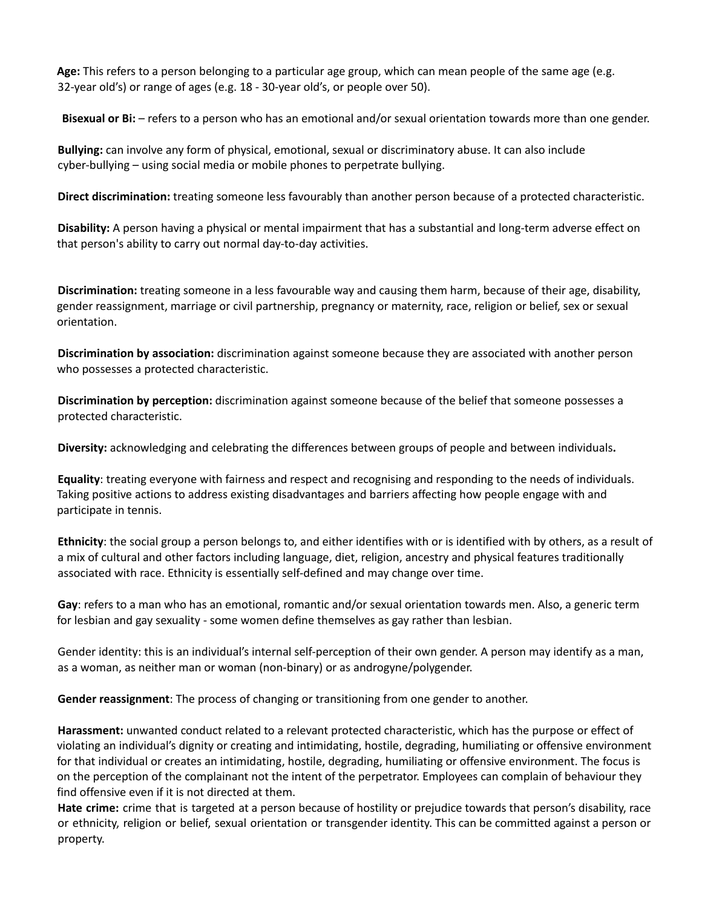**Age:** This refers to a person belonging to a particular age group, which can mean people of the same age (e.g. 32-year old's) or range of ages (e.g. 18 - 30-year old's, or people over 50).

**Bisexual or Bi:** – refers to a person who has an emotional and/or sexual orientation towards more than one gender.

**Bullying:** can involve any form of physical, emotional, sexual or discriminatory abuse. It can also include cyber-bullying – using social media or mobile phones to perpetrate bullying.

**Direct discrimination:** treating someone less favourably than another person because of a protected characteristic.

**Disability:** A person having a physical or mental impairment that has a substantial and long-term adverse effect on that person's ability to carry out normal day-to-day activities.

**Discrimination:** treating someone in a less favourable way and causing them harm, because of their age, disability, gender reassignment, marriage or civil partnership, pregnancy or maternity, race, religion or belief, sex or sexual orientation.

**Discrimination by association:** discrimination against someone because they are associated with another person who possesses a protected characteristic.

**Discrimination by perception:** discrimination against someone because of the belief that someone possesses a protected characteristic.

**Diversity:** acknowledging and celebrating the differences between groups of people and between individuals**.**

**Equality**: treating everyone with fairness and respect and recognising and responding to the needs of individuals. Taking positive actions to address existing disadvantages and barriers affecting how people engage with and participate in tennis.

**Ethnicity**: the social group a person belongs to, and either identifies with or is identified with by others, as a result of a mix of cultural and other factors including language, diet, religion, ancestry and physical features traditionally associated with race. Ethnicity is essentially self-defined and may change over time.

**Gay**: refers to a man who has an emotional, romantic and/or sexual orientation towards men. Also, a generic term for lesbian and gay sexuality - some women define themselves as gay rather than lesbian.

Gender identity: this is an individual's internal self-perception of their own gender. A person may identify as a man, as a woman, as neither man or woman (non-binary) or as androgyne/polygender.

**Gender reassignment**: The process of changing or transitioning from one gender to another.

**Harassment:** unwanted conduct related to a relevant protected characteristic, which has the purpose or effect of violating an individual's dignity or creating and intimidating, hostile, degrading, humiliating or offensive environment for that individual or creates an intimidating, hostile, degrading, humiliating or offensive environment. The focus is on the perception of the complainant not the intent of the perpetrator. Employees can complain of behaviour they find offensive even if it is not directed at them.

**Hate crime:** crime that is targeted at a person because of hostility or prejudice towards that person's disability, race or ethnicity, religion or belief, sexual orientation or transgender identity. This can be committed against a person or property.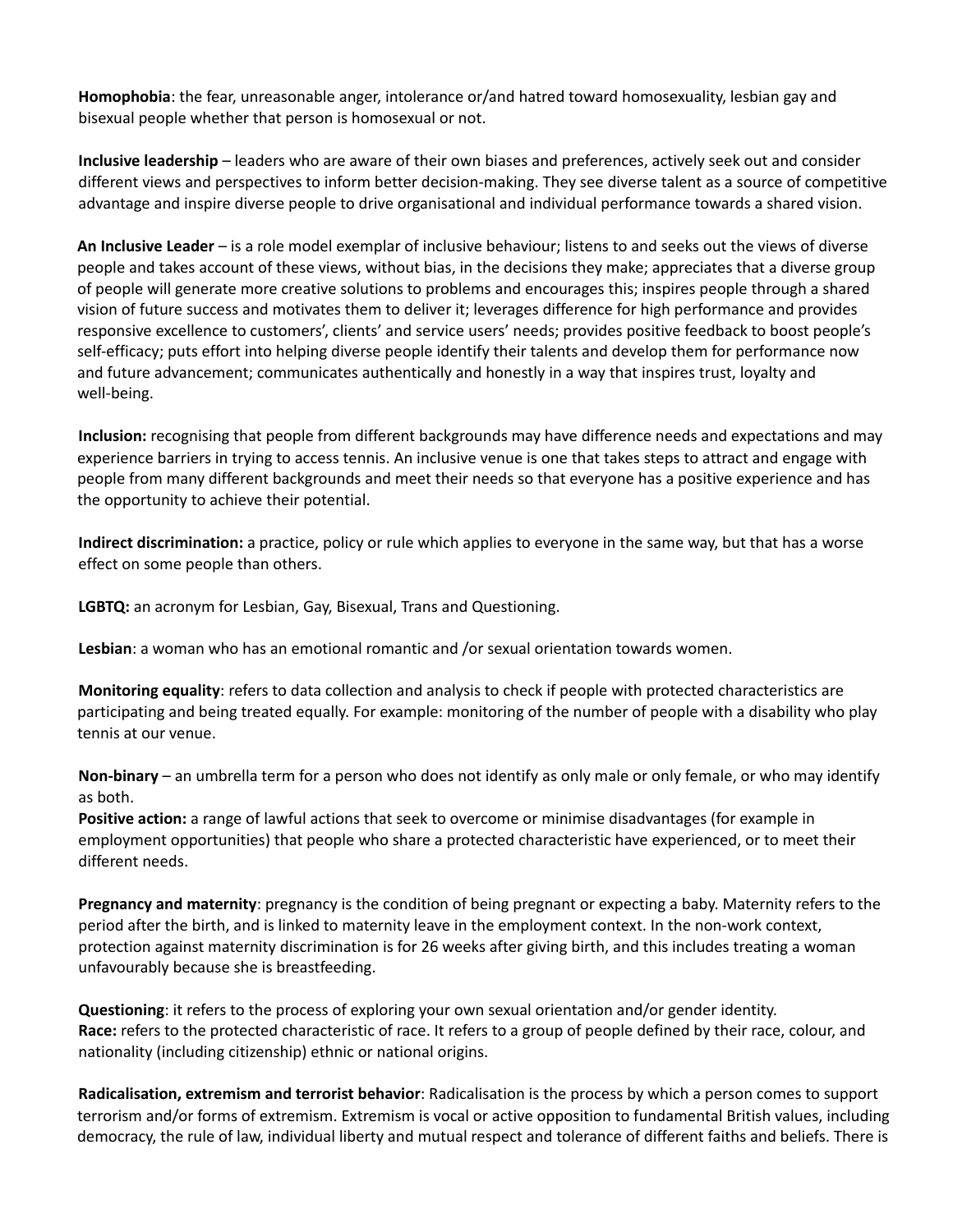**Homophobia**: the fear, unreasonable anger, intolerance or/and hatred toward homosexuality, lesbian gay and bisexual people whether that person is homosexual or not.

**Inclusive leadership** – leaders who are aware of their own biases and preferences, actively seek out and consider different views and perspectives to inform better decision-making. They see diverse talent as a source of competitive advantage and inspire diverse people to drive organisational and individual performance towards a shared vision.

**An Inclusive Leader** – is a role model exemplar of inclusive behaviour; listens to and seeks out the views of diverse people and takes account of these views, without bias, in the decisions they make; appreciates that a diverse group of people will generate more creative solutions to problems and encourages this; inspires people through a shared vision of future success and motivates them to deliver it; leverages difference for high performance and provides responsive excellence to customers', clients' and service users' needs; provides positive feedback to boost people's self-efficacy; puts effort into helping diverse people identify their talents and develop them for performance now and future advancement; communicates authentically and honestly in a way that inspires trust, loyalty and well-being.

**Inclusion:** recognising that people from different backgrounds may have difference needs and expectations and may experience barriers in trying to access tennis. An inclusive venue is one that takes steps to attract and engage with people from many different backgrounds and meet their needs so that everyone has a positive experience and has the opportunity to achieve their potential.

**Indirect discrimination:** a practice, policy or rule which applies to everyone in the same way, but that has a worse effect on some people than others.

**LGBTQ:** an acronym for Lesbian, Gay, Bisexual, Trans and Questioning.

**Lesbian**: a woman who has an emotional romantic and /or sexual orientation towards women.

**Monitoring equality**: refers to data collection and analysis to check if people with protected characteristics are participating and being treated equally. For example: monitoring of the number of people with a disability who play tennis at our venue.

**Non-binary** – an umbrella term for a person who does not identify as only male or only female, or who may identify as both.

**Positive action:** a range of lawful actions that seek to overcome or minimise disadvantages (for example in employment opportunities) that people who share a protected characteristic have experienced, or to meet their different needs.

**Pregnancy and maternity**: pregnancy is the condition of being pregnant or expecting a baby. Maternity refers to the period after the birth, and is linked to maternity leave in the employment context. In the non-work context, protection against maternity discrimination is for 26 weeks after giving birth, and this includes treating a woman unfavourably because she is breastfeeding.

**Questioning**: it refers to the process of exploring your own sexual orientation and/or gender identity.

**Race:** refers to the protected characteristic of race. It refers to a group of people defined by their race, colour, and nationality (including citizenship) ethnic or national origins.

**Radicalisation, extremism and terrorist behavior**: Radicalisation is the process by which a person comes to support terrorism and/or forms of extremism. Extremism is vocal or active opposition to fundamental British values, including democracy, the rule of law, individual liberty and mutual respect and tolerance of different faiths and beliefs. There is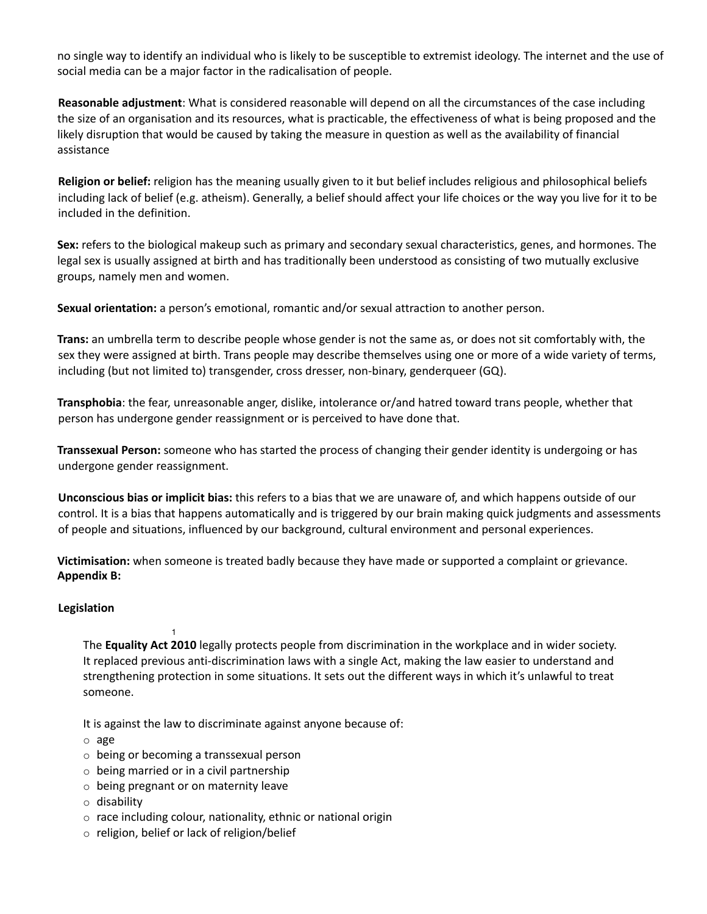no single way to identify an individual who is likely to be susceptible to extremist ideology. The internet and the use of social media can be a major factor in the radicalisation of people.

**Reasonable adjustment**: What is considered reasonable will depend on all the circumstances of the case including the size of an organisation and its resources, what is practicable, the effectiveness of what is being proposed and the likely disruption that would be caused by taking the measure in question as well as the availability of financial assistance

**Religion or belief:** religion has the meaning usually given to it but belief includes religious and philosophical beliefs including lack of belief (e.g. atheism). Generally, a belief should affect your life choices or the way you live for it to be included in the definition.

**Sex:** refers to the biological makeup such as primary and secondary sexual characteristics, genes, and hormones. The legal sex is usually assigned at birth and has traditionally been understood as consisting of two mutually exclusive groups, namely men and women.

**Sexual orientation:** a person's emotional, romantic and/or sexual attraction to another person.

**Trans:** an umbrella term to describe people whose gender is not the same as, or does not sit comfortably with, the sex they were assigned at birth. Trans people may describe themselves using one or more of a wide variety of terms, including (but not limited to) transgender, cross dresser, non-binary, genderqueer (GQ).

**Transphobia**: the fear, unreasonable anger, dislike, intolerance or/and hatred toward trans people, whether that person has undergone gender reassignment or is perceived to have done that.

**Transsexual Person:** someone who has started the process of changing their gender identity is undergoing or has undergone gender reassignment.

**Unconscious bias or implicit bias:** this refers to a bias that we are unaware of, and which happens outside of our control. It is a bias that happens automatically and is triggered by our brain making quick judgments and assessments of people and situations, influenced by our background, cultural environment and personal experiences.

**Victimisation:** when someone is treated badly because they have made or supported a complaint or grievance.

**Appendix B:**

**Legislation**

[1]

The **Equality Act 2010** legally protects people from discrimination in the workplace and in wider society. It replaced previous anti-discrimination laws with a single Act, making the law easier to understand and strengthening protection in some situations. It sets out the different ways in which it's unlawful to treat someone.

It is against the law to discriminate against anyone because of:

- age
- being or becoming a transsexual person
- being married or in a civil partnership
- being pregnant or on maternity leave
- disability
- race including colour, nationality, ethnic or national origin
- religion, belief or lack of religion/belief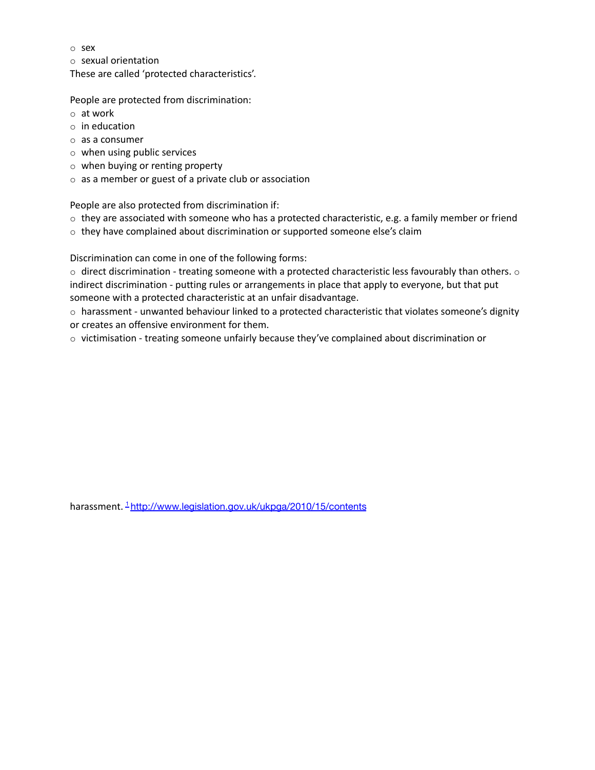- sex
- sexual orientation

These are called 'protected characteristics'.

People are protected from discrimination:

- at work
- in education
- as a consumer
- when using public services
- when buying or renting property
- as a member or guest of a private club or association

People are also protected from discrimination if:

- they are associated with someone who has a protected characteristic, e.g. a family member or friend
- they have complained about discrimination or supported someone else's claim

Discrimination can come in one of the following forms:

- direct discrimination - treating someone with a protected characteristic less favourably than others.
- indirect discrimination - putting rules or arrangements in place that apply to everyone, but that put someone with a protected characteristic at an unfair disadvantage.
- harassment - unwanted behaviour linked to a protected characteristic that violates someone's dignity or creates an offensive environment for them.
- victimisation - treating someone unfairly because they've complained about discrimination or harassment.

[1] http://www.legislation.gov.uk/ukpga/2010/15/contents